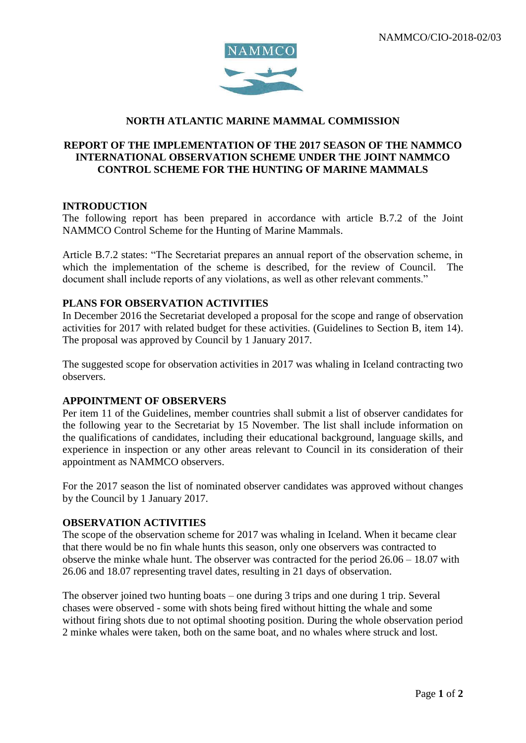NAMMCO/CIO-2018-02/03

NAMMCO

# NORTH ATLANTIC MARINE MAMMAL COMMISSION

## REPORT OF THE IMPLEMENTATION OF THE 2017 SEASON OF THE NAMMCO INTERNATIONAL OBSERVATION SCHEME UNDER THE JOINT NAMMCO CONTROL SCHEME FOR THE HUNTING OF MARINE MAMMALS

### INTRODUCTION

The following report has been prepared in accordance with article B.7.2 of the Joint NAMMCO Control Scheme for the Hunting of Marine Mammals.

Article B.7.2 states: "The Secretariat prepares an annual report of the observation scheme, in which the implementation of the scheme is described, for the review of Council. The document shall include reports of any violations, as well as other relevant comments."

### PLANS FOR OBSERVATION ACTIVITIES

In December 2016 the Secretariat developed a proposal for the scope and range of observation activities for 2017 with related budget for these activities. (Guidelines to Section B, item 14). The proposal was approved by Council by 1 January 2017.

The suggested scope for observation activities in 2017 was whaling in Iceland contracting two observers.

### APPOINTMENT OF OBSERVERS

Per item 11 of the Guidelines, member countries shall submit a list of observer candidates for the following year to the Secretariat by 15 November. The list shall include information on the qualifications of candidates, including their educational background, language skills, and experience in inspection or any other areas relevant to Council in its consideration of their appointment as NAMMCO observers.

For the 2017 season the list of nominated observer candidates was approved without changes by the Council by 1 January 2017.

### OBSERVATION ACTIVITIES

The scope of the observation scheme for 2017 was whaling in Iceland. When it became clear that there would be no fin whale hunts this season, only one observers was contracted to observe the minke whale hunt. The observer was contracted for the period 26.06 – 18.07 with 26.06 and 18.07 representing travel dates, resulting in 21 days of observation.

The observer joined two hunting boats – one during 3 trips and one during 1 trip. Several chases were observed - some with shots being fired without hitting the whale and some without firing shots due to not optimal shooting position. During the whole observation period 2 minke whales were taken, both on the same boat, and no whales where struck and lost.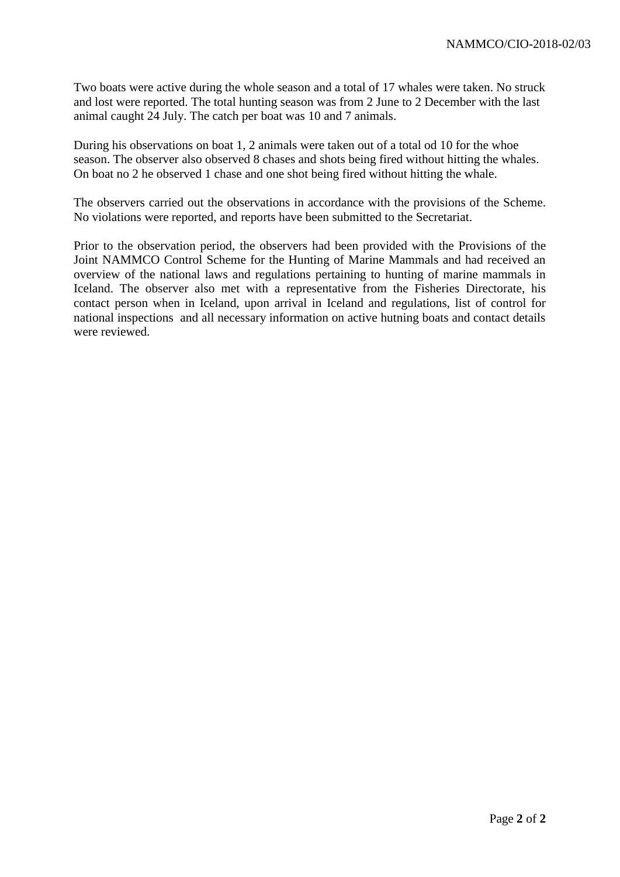Two boats were active during the whole season and a total of 17 whales were taken. No struck and lost were reported. The total hunting season was from 2 June to 2 December with the last animal caught 24 July. The catch per boat was 10 and 7 animals.

During his observations on boat 1, 2 animals were taken out of a total od 10 for the whoe season. The observer also observed 8 chases and shots being fired without hitting the whales. On boat no 2 he observed 1 chase and one shot being fired without hitting the whale.

The observers carried out the observations in accordance with the provisions of the Scheme. No violations were reported, and reports have been submitted to the Secretariat.

Prior to the observation period, the observers had been provided with the Provisions of the Joint NAMMCO Control Scheme for the Hunting of Marine Mammals and had received an overview of the national laws and regulations pertaining to hunting of marine mammals in Iceland. The observer also met with a representative from the Fisheries Directorate, his contact person when in Iceland, upon arrival in Iceland and regulations, list of control for national inspections and all necessary information on active hutning boats and contact details were reviewed.